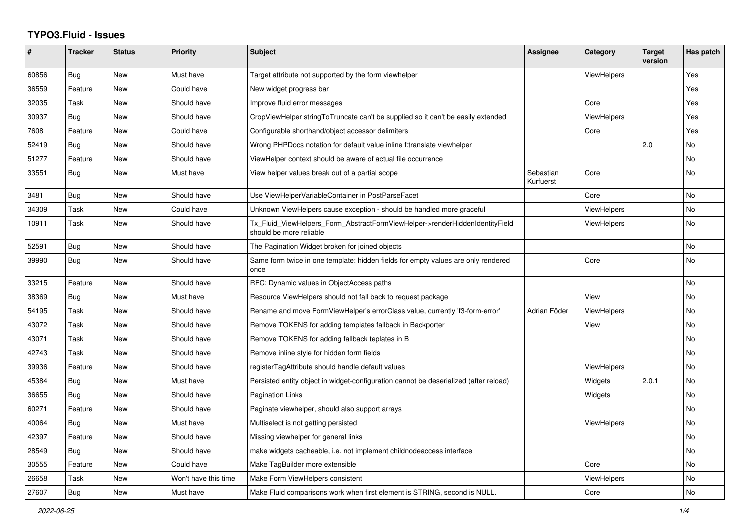# TYPO3.Fluid - Issues

| # | Tracker | Status | Priority | Subject | Assignee | Category | Target version | Has patch |
|---|---|---|---|---|---|---|---|---|
| 60856 | Bug | New | Must have | Target attribute not supported by the form viewhelper | | ViewHelpers | | Yes |
| 36559 | Feature | New | Could have | New widget progress bar | | | | Yes |
| 32035 | Task | New | Should have | Improve fluid error messages | | Core | | Yes |
| 30937 | Bug | New | Should have | CropViewHelper stringToTruncate can't be supplied so it can't be easily extended | | ViewHelpers | | Yes |
| 7608 | Feature | New | Could have | Configurable shorthand/object accessor delimiters | | Core | | Yes |
| 52419 | Bug | New | Should have | Wrong PHPDocs notation for default value inline f:translate viewhelper | | | 2.0 | No |
| 51277 | Feature | New | Should have | ViewHelper context should be aware of actual file occurrence | | | | No |
| 33551 | Bug | New | Must have | View helper values break out of a partial scope | Sebastian Kurfuerst | Core | | No |
| 3481 | Bug | New | Should have | Use ViewHelperVariableContainer in PostParseFacet | | Core | | No |
| 34309 | Task | New | Could have | Unknown ViewHelpers cause exception - should be handled more graceful | | ViewHelpers | | No |
| 10911 | Task | New | Should have | Tx_Fluid_ViewHelpers_Form_AbstractFormViewHelper->renderHiddenIdentityField should be more reliable | | ViewHelpers | | No |
| 52591 | Bug | New | Should have | The Pagination Widget broken for joined objects | | | | No |
| 39990 | Bug | New | Should have | Same form twice in one template: hidden fields for empty values are only rendered once | | Core | | No |
| 33215 | Feature | New | Should have | RFC: Dynamic values in ObjectAccess paths | | | | No |
| 38369 | Bug | New | Must have | Resource ViewHelpers should not fall back to request package | | View | | No |
| 54195 | Task | New | Should have | Rename and move FormViewHelper's errorClass value, currently 'f3-form-error' | Adrian Föder | ViewHelpers | | No |
| 43072 | Task | New | Should have | Remove TOKENS for adding templates fallback in Backporter | | View | | No |
| 43071 | Task | New | Should have | Remove TOKENS for adding fallback teplates in B | | | | No |
| 42743 | Task | New | Should have | Remove inline style for hidden form fields | | | | No |
| 39936 | Feature | New | Should have | registerTagAttribute should handle default values | | ViewHelpers | | No |
| 45384 | Bug | New | Must have | Persisted entity object in widget-configuration cannot be deserialized (after reload) | | Widgets | 2.0.1 | No |
| 36655 | Bug | New | Should have | Pagination Links | | Widgets | | No |
| 60271 | Feature | New | Should have | Paginate viewhelper, should also support arrays | | | | No |
| 40064 | Bug | New | Must have | Multiselect is not getting persisted | | ViewHelpers | | No |
| 42397 | Feature | New | Should have | Missing viewhelper for general links | | | | No |
| 28549 | Bug | New | Should have | make widgets cacheable, i.e. not implement childnodeaccess interface | | | | No |
| 30555 | Feature | New | Could have | Make TagBuilder more extensible | | Core | | No |
| 26658 | Task | New | Won't have this time | Make Form ViewHelpers consistent | | ViewHelpers | | No |
| 27607 | Bug | New | Must have | Make Fluid comparisons work when first element is STRING, second is NULL. | | Core | | No |

*2022-06-25*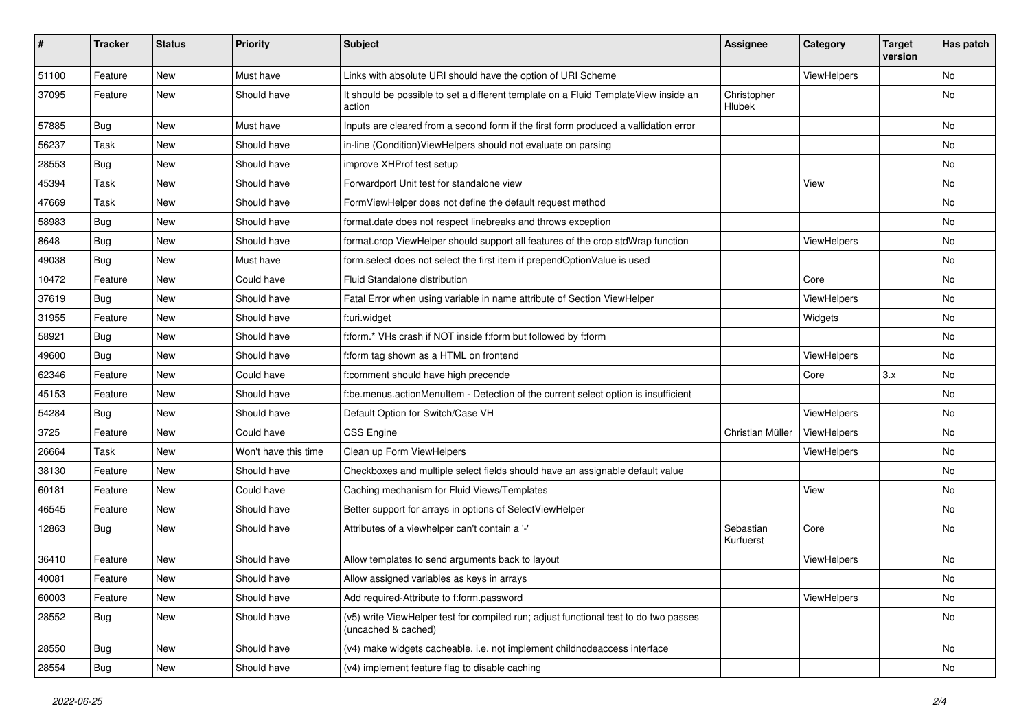| # | Tracker | Status | Priority | Subject | Assignee | Category | Target version | Has patch |
|---|---|---|---|---|---|---|---|---|
| 51100 | Feature | New | Must have | Links with absolute URI should have the option of URI Scheme | | ViewHelpers | | No |
| 37095 | Feature | New | Should have | It should be possible to set a different template on a Fluid TemplateView inside an action | Christopher Hlubek | | | No |
| 57885 | Bug | New | Must have | Inputs are cleared from a second form if the first form produced a vallidation error | | | | No |
| 56237 | Task | New | Should have | in-line (Condition)ViewHelpers should not evaluate on parsing | | | | No |
| 28553 | Bug | New | Should have | improve XHProf test setup | | | | No |
| 45394 | Task | New | Should have | Forwardport Unit test for standalone view | | View | | No |
| 47669 | Task | New | Should have | FormViewHelper does not define the default request method | | | | No |
| 58983 | Bug | New | Should have | format.date does not respect linebreaks and throws exception | | | | No |
| 8648 | Bug | New | Should have | format.crop ViewHelper should support all features of the crop stdWrap function | | ViewHelpers | | No |
| 49038 | Bug | New | Must have | form.select does not select the first item if prependOptionValue is used | | | | No |
| 10472 | Feature | New | Could have | Fluid Standalone distribution | | Core | | No |
| 37619 | Bug | New | Should have | Fatal Error when using variable in name attribute of Section ViewHelper | | ViewHelpers | | No |
| 31955 | Feature | New | Should have | f:uri.widget | | Widgets | | No |
| 58921 | Bug | New | Should have | f:form.* VHs crash if NOT inside f:form but followed by f:form | | | | No |
| 49600 | Bug | New | Should have | f:form tag shown as a HTML on frontend | | ViewHelpers | | No |
| 62346 | Feature | New | Could have | f:comment should have high precende | | Core | 3.x | No |
| 45153 | Feature | New | Should have | f:be.menus.actionMenuItem - Detection of the current select option is insufficient | | | | No |
| 54284 | Bug | New | Should have | Default Option for Switch/Case VH | | ViewHelpers | | No |
| 3725 | Feature | New | Could have | CSS Engine | Christian Müller | ViewHelpers | | No |
| 26664 | Task | New | Won't have this time | Clean up Form ViewHelpers | | ViewHelpers | | No |
| 38130 | Feature | New | Should have | Checkboxes and multiple select fields should have an assignable default value | | | | No |
| 60181 | Feature | New | Could have | Caching mechanism for Fluid Views/Templates | | View | | No |
| 46545 | Feature | New | Should have | Better support for arrays in options of SelectViewHelper | | | | No |
| 12863 | Bug | New | Should have | Attributes of a viewhelper can't contain a '-' | Sebastian Kurfuerst | Core | | No |
| 36410 | Feature | New | Should have | Allow templates to send arguments back to layout | | ViewHelpers | | No |
| 40081 | Feature | New | Should have | Allow assigned variables as keys in arrays | | | | No |
| 60003 | Feature | New | Should have | Add required-Attribute to f:form.password | | ViewHelpers | | No |
| 28552 | Bug | New | Should have | (v5) write ViewHelper test for compiled run; adjust functional test to do two passes (uncached & cached) | | | | No |
| 28550 | Bug | New | Should have | (v4) make widgets cacheable, i.e. not implement childnodeaccess interface | | | | No |
| 28554 | Bug | New | Should have | (v4) implement feature flag to disable caching | | | | No |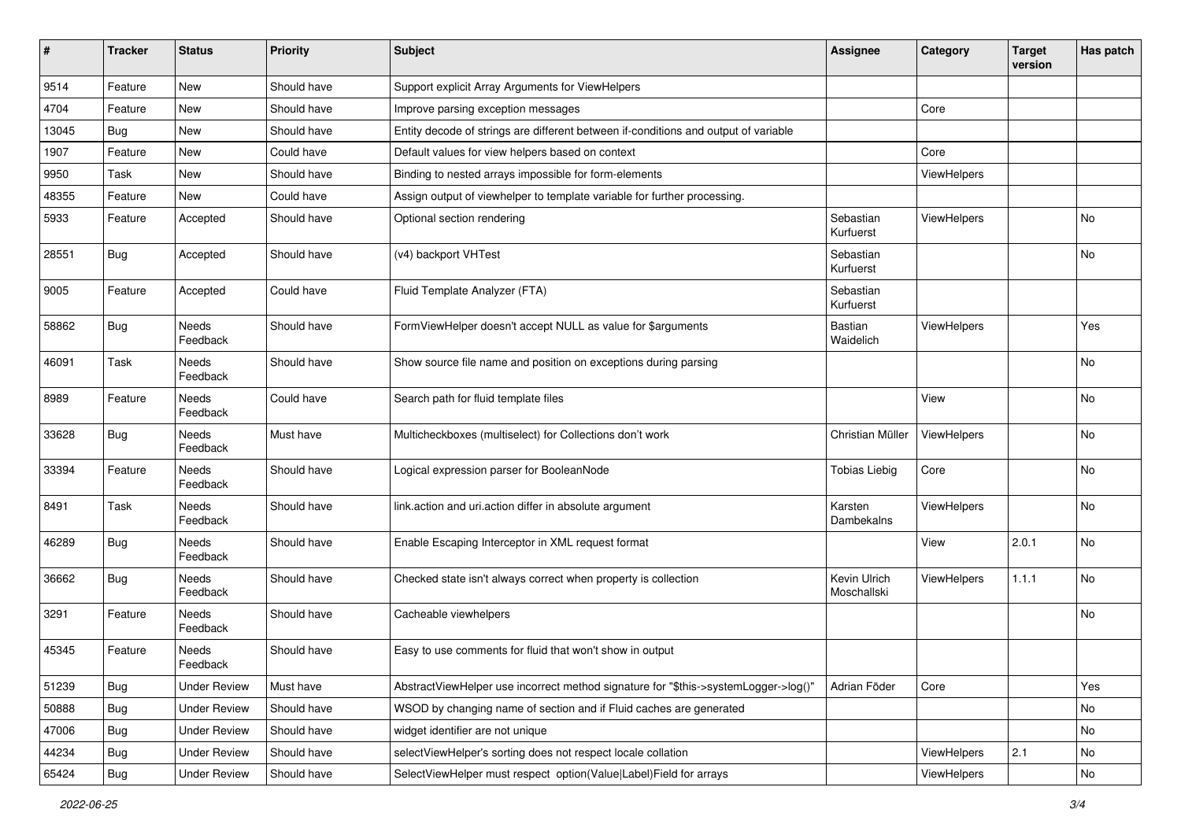| # | Tracker | Status | Priority | Subject | Assignee | Category | Target version | Has patch |
|---|---|---|---|---|---|---|---|---|
| 9514 | Feature | New | Should have | Support explicit Array Arguments for ViewHelpers | | | | |
| 4704 | Feature | New | Should have | Improve parsing exception messages | | Core | | |
| 13045 | Bug | New | Should have | Entity decode of strings are different between if-conditions and output of variable | | | | |
| 1907 | Feature | New | Could have | Default values for view helpers based on context | | Core | | |
| 9950 | Task | New | Should have | Binding to nested arrays impossible for form-elements | | ViewHelpers | | |
| 48355 | Feature | New | Could have | Assign output of viewhelper to template variable for further processing. | | | | |
| 5933 | Feature | Accepted | Should have | Optional section rendering | Sebastian Kurfuerst | ViewHelpers | | No |
| 28551 | Bug | Accepted | Should have | (v4) backport VHTest | Sebastian Kurfuerst | | | No |
| 9005 | Feature | Accepted | Could have | Fluid Template Analyzer (FTA) | Sebastian Kurfuerst | | | |
| 58862 | Bug | Needs Feedback | Should have | FormViewHelper doesn't accept NULL as value for $arguments | Bastian Waidelich | ViewHelpers | | Yes |
| 46091 | Task | Needs Feedback | Should have | Show source file name and position on exceptions during parsing | | | | No |
| 8989 | Feature | Needs Feedback | Could have | Search path for fluid template files | | View | | No |
| 33628 | Bug | Needs Feedback | Must have | Multicheckboxes (multiselect) for Collections don't work | Christian Müller | ViewHelpers | | No |
| 33394 | Feature | Needs Feedback | Should have | Logical expression parser for BooleanNode | Tobias Liebig | Core | | No |
| 8491 | Task | Needs Feedback | Should have | link.action and uri.action differ in absolute argument | Karsten Dambekalns | ViewHelpers | | No |
| 46289 | Bug | Needs Feedback | Should have | Enable Escaping Interceptor in XML request format | | View | 2.0.1 | No |
| 36662 | Bug | Needs Feedback | Should have | Checked state isn't always correct when property is collection | Kevin Ulrich Moschallski | ViewHelpers | 1.1.1 | No |
| 3291 | Feature | Needs Feedback | Should have | Cacheable viewhelpers | | | | No |
| 45345 | Feature | Needs Feedback | Should have | Easy to use comments for fluid that won't show in output | | | | |
| 51239 | Bug | Under Review | Must have | AbstractViewHelper use incorrect method signature for "$this->systemLogger->log()" | Adrian Föder | Core | | Yes |
| 50888 | Bug | Under Review | Should have | WSOD by changing name of section and if Fluid caches are generated | | | | No |
| 47006 | Bug | Under Review | Should have | widget identifier are not unique | | | | No |
| 44234 | Bug | Under Review | Should have | selectViewHelper's sorting does not respect locale collation | | ViewHelpers | 2.1 | No |
| 65424 | Bug | Under Review | Should have | SelectViewHelper must respect option(Value\|Label)Field for arrays | | ViewHelpers | | No |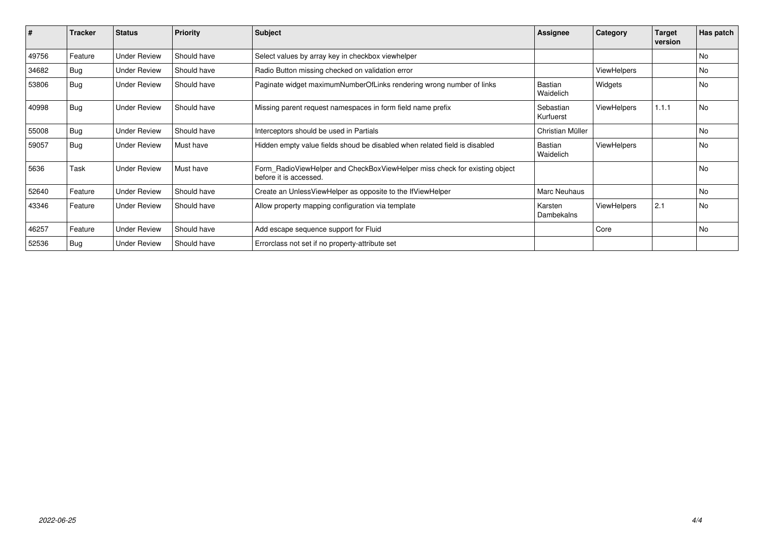| # | Tracker | Status | Priority | Subject | Assignee | Category | Target version | Has patch |
|---|---|---|---|---|---|---|---|---|
| 49756 | Feature | Under Review | Should have | Select values by array key in checkbox viewhelper | | | | No |
| 34682 | Bug | Under Review | Should have | Radio Button missing checked on validation error | | ViewHelpers | | No |
| 53806 | Bug | Under Review | Should have | Paginate widget maximumNumberOfLinks rendering wrong number of links | Bastian Waidelich | Widgets | | No |
| 40998 | Bug | Under Review | Should have | Missing parent request namespaces in form field name prefix | Sebastian Kurfuerst | ViewHelpers | 1.1.1 | No |
| 55008 | Bug | Under Review | Should have | Interceptors should be used in Partials | Christian Müller | | | No |
| 59057 | Bug | Under Review | Must have | Hidden empty value fields shoud be disabled when related field is disabled | Bastian Waidelich | ViewHelpers | | No |
| 5636 | Task | Under Review | Must have | Form_RadioViewHelper and CheckBoxViewHelper miss check for existing object before it is accessed. | | | | No |
| 52640 | Feature | Under Review | Should have | Create an UnlessViewHelper as opposite to the IfViewHelper | Marc Neuhaus | | | No |
| 43346 | Feature | Under Review | Should have | Allow property mapping configuration via template | Karsten Dambekalns | ViewHelpers | 2.1 | No |
| 46257 | Feature | Under Review | Should have | Add escape sequence support for Fluid | | Core | | No |
| 52536 | Bug | Under Review | Should have | Errorclass not set if no property-attribute set | | | | |

*2022-06-25*